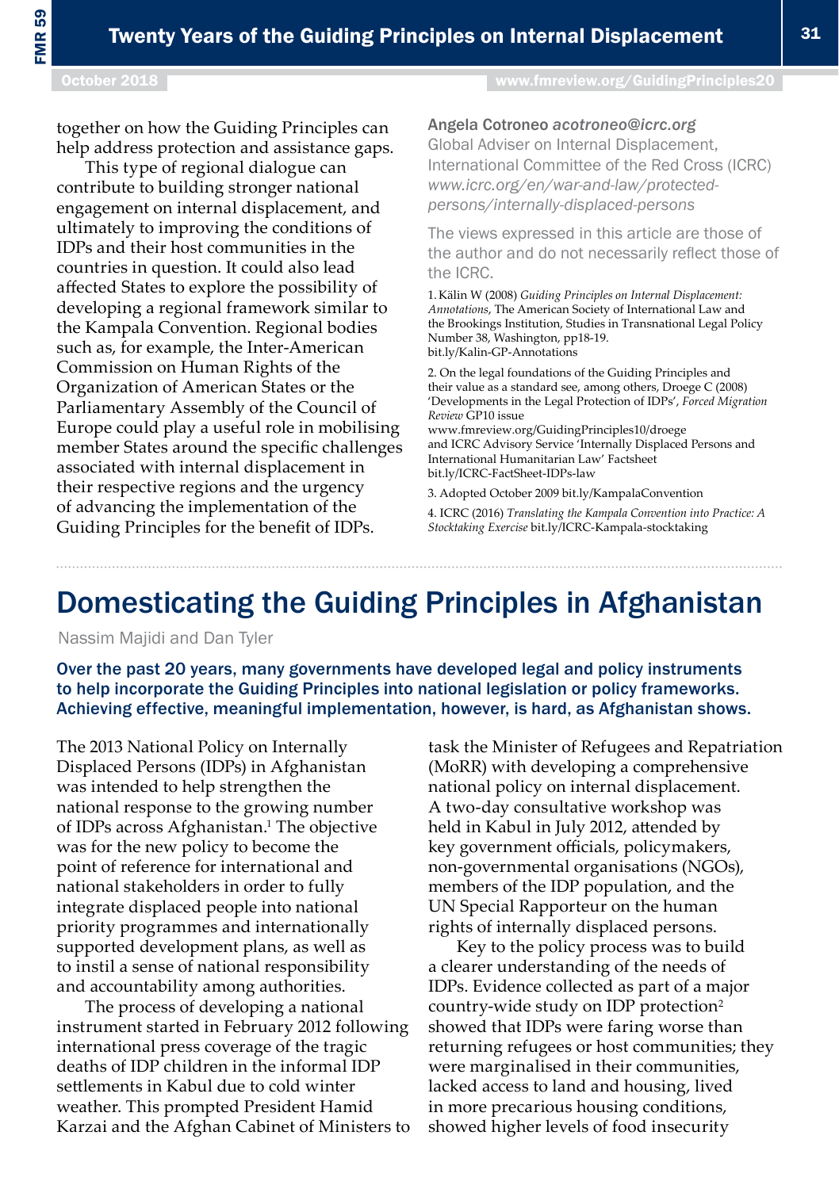together on how the Guiding Principles can help address protection and assistance gaps.

This type of regional dialogue can contribute to building stronger national engagement on internal displacement, and ultimately to improving the conditions of IDPs and their host communities in the countries in question. It could also lead affected States to explore the possibility of developing a regional framework similar to the Kampala Convention. Regional bodies such as, for example, the Inter-American Commission on Human Rights of the Organization of American States or the Parliamentary Assembly of the Council of Europe could play a useful role in mobilising member States around the specific challenges associated with internal displacement in their respective regions and the urgency of advancing the implementation of the Guiding Principles for the benefit of IDPs.

Angela Cotroneo *acotroneo@icrc.org*
Global Adviser on Internal Displacement, International Committee of the Red Cross (ICRC)
*www.icrc.org/en/war-and-law/protected-persons/internally-displaced-persons*

The views expressed in this article are those of the author and do not necessarily reflect those of the ICRC.

1. Kälin W (2008) *Guiding Principles on Internal Displacement: Annotations*, The American Society of International Law and the Brookings Institution, Studies in Transnational Legal Policy Number 38, Washington, pp18-19.
bit.ly/Kalin-GP-Annotations

2. On the legal foundations of the Guiding Principles and their value as a standard see, among others, Droege C (2008) 'Developments in the Legal Protection of IDPs', *Forced Migration Review* GP10 issue
www.fmreview.org/GuidingPrinciples10/droege
and ICRC Advisory Service 'Internally Displaced Persons and International Humanitarian Law' Factsheet
bit.ly/ICRC-FactSheet-IDPs-law

3. Adopted October 2009 bit.ly/KampalaConvention

4. ICRC (2016) *Translating the Kampala Convention into Practice: A Stocktaking Exercise* bit.ly/ICRC-Kampala-stocktaking

# Domesticating the Guiding Principles in Afghanistan

Nassim Majidi and Dan Tyler

**Over the past 20 years, many governments have developed legal and policy instruments to help incorporate the Guiding Principles into national legislation or policy frameworks. Achieving effective, meaningful implementation, however, is hard, as Afghanistan shows.**

The 2013 National Policy on Internally Displaced Persons (IDPs) in Afghanistan was intended to help strengthen the national response to the growing number of IDPs across Afghanistan.[1] The objective was for the new policy to become the point of reference for international and national stakeholders in order to fully integrate displaced people into national priority programmes and internationally supported development plans, as well as to instil a sense of national responsibility and accountability among authorities.

The process of developing a national instrument started in February 2012 following international press coverage of the tragic deaths of IDP children in the informal IDP settlements in Kabul due to cold winter weather. This prompted President Hamid Karzai and the Afghan Cabinet of Ministers to task the Minister of Refugees and Repatriation (MoRR) with developing a comprehensive national policy on internal displacement. A two-day consultative workshop was held in Kabul in July 2012, attended by key government officials, policymakers, non-governmental organisations (NGOs), members of the IDP population, and the UN Special Rapporteur on the human rights of internally displaced persons.

Key to the policy process was to build a clearer understanding of the needs of IDPs. Evidence collected as part of a major country-wide study on IDP protection[2] showed that IDPs were faring worse than returning refugees or host communities; they were marginalised in their communities, lacked access to land and housing, lived in more precarious housing conditions, showed higher levels of food insecurity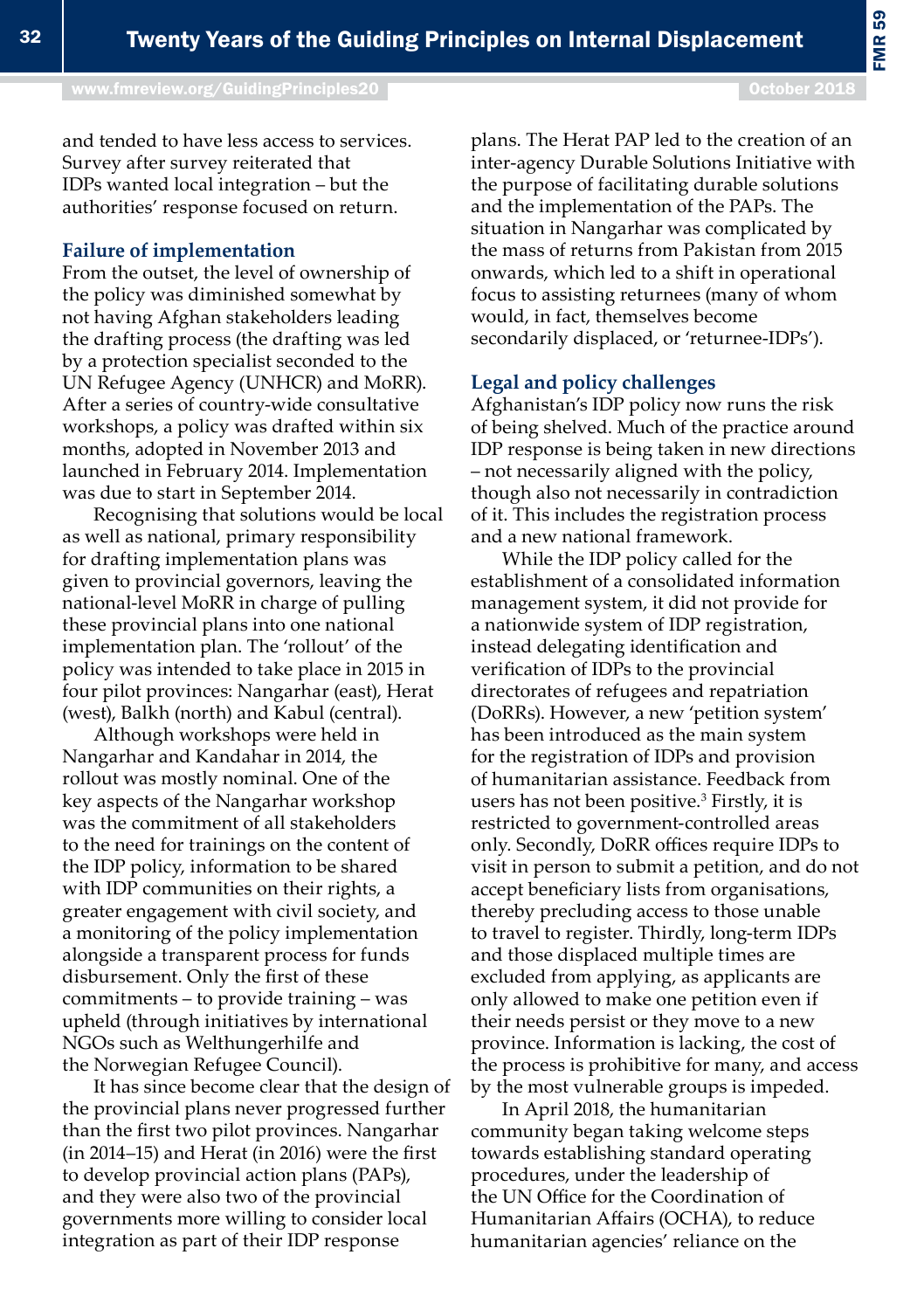and tended to have less access to services. Survey after survey reiterated that IDPs wanted local integration – but the authorities' response focused on return.

### Failure of implementation

From the outset, the level of ownership of the policy was diminished somewhat by not having Afghan stakeholders leading the drafting process (the drafting was led by a protection specialist seconded to the UN Refugee Agency (UNHCR) and MoRR). After a series of country-wide consultative workshops, a policy was drafted within six months, adopted in November 2013 and launched in February 2014. Implementation was due to start in September 2014.

Recognising that solutions would be local as well as national, primary responsibility for drafting implementation plans was given to provincial governors, leaving the national-level MoRR in charge of pulling these provincial plans into one national implementation plan. The 'rollout' of the policy was intended to take place in 2015 in four pilot provinces: Nangarhar (east), Herat (west), Balkh (north) and Kabul (central).

Although workshops were held in Nangarhar and Kandahar in 2014, the rollout was mostly nominal. One of the key aspects of the Nangarhar workshop was the commitment of all stakeholders to the need for trainings on the content of the IDP policy, information to be shared with IDP communities on their rights, a greater engagement with civil society, and a monitoring of the policy implementation alongside a transparent process for funds disbursement. Only the first of these commitments – to provide training – was upheld (through initiatives by international NGOs such as Welthungerhilfe and the Norwegian Refugee Council).

It has since become clear that the design of the provincial plans never progressed further than the first two pilot provinces. Nangarhar (in 2014–15) and Herat (in 2016) were the first to develop provincial action plans (PAPs), and they were also two of the provincial governments more willing to consider local integration as part of their IDP response plans. The Herat PAP led to the creation of an inter-agency Durable Solutions Initiative with the purpose of facilitating durable solutions and the implementation of the PAPs. The situation in Nangarhar was complicated by the mass of returns from Pakistan from 2015 onwards, which led to a shift in operational focus to assisting returnees (many of whom would, in fact, themselves become secondarily displaced, or 'returnee-IDPs').

### Legal and policy challenges

Afghanistan's IDP policy now runs the risk of being shelved. Much of the practice around IDP response is being taken in new directions – not necessarily aligned with the policy, though also not necessarily in contradiction of it. This includes the registration process and a new national framework.

While the IDP policy called for the establishment of a consolidated information management system, it did not provide for a nationwide system of IDP registration, instead delegating identification and verification of IDPs to the provincial directorates of refugees and repatriation (DoRRs). However, a new 'petition system' has been introduced as the main system for the registration of IDPs and provision of humanitarian assistance. Feedback from users has not been positive.[3] Firstly, it is restricted to government-controlled areas only. Secondly, DoRR offices require IDPs to visit in person to submit a petition, and do not accept beneficiary lists from organisations, thereby precluding access to those unable to travel to register. Thirdly, long-term IDPs and those displaced multiple times are excluded from applying, as applicants are only allowed to make one petition even if their needs persist or they move to a new province. Information is lacking, the cost of the process is prohibitive for many, and access by the most vulnerable groups is impeded.

In April 2018, the humanitarian community began taking welcome steps towards establishing standard operating procedures, under the leadership of the UN Office for the Coordination of Humanitarian Affairs (OCHA), to reduce humanitarian agencies' reliance on the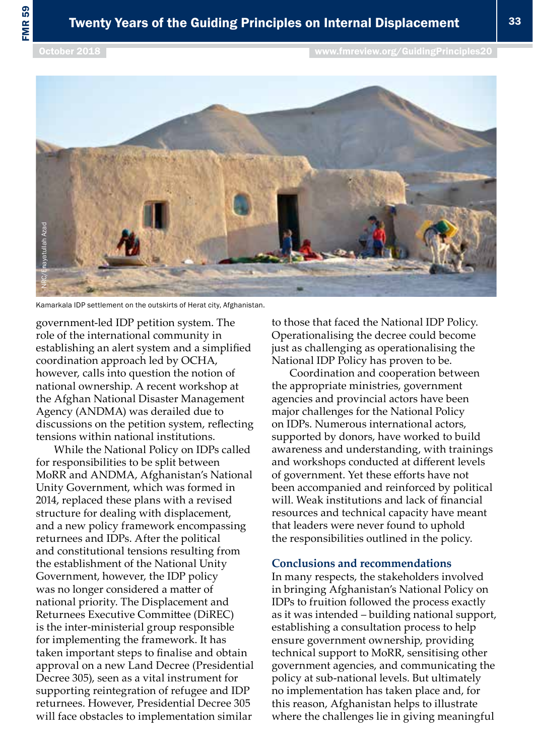Kamarkala IDP settlement on the outskirts of Herat city, Afghanistan.

government-led IDP petition system. The role of the international community in establishing an alert system and a simplified coordination approach led by OCHA, however, calls into question the notion of national ownership. A recent workshop at the Afghan National Disaster Management Agency (ANDMA) was derailed due to discussions on the petition system, reflecting tensions within national institutions.

While the National Policy on IDPs called for responsibilities to be split between MoRR and ANDMA, Afghanistan's National Unity Government, which was formed in 2014, replaced these plans with a revised structure for dealing with displacement, and a new policy framework encompassing returnees and IDPs. After the political and constitutional tensions resulting from the establishment of the National Unity Government, however, the IDP policy was no longer considered a matter of national priority. The Displacement and Returnees Executive Committee (DiREC) is the inter-ministerial group responsible for implementing the framework. It has taken important steps to finalise and obtain approval on a new Land Decree (Presidential Decree 305), seen as a vital instrument for supporting reintegration of refugee and IDP returnees. However, Presidential Decree 305 will face obstacles to implementation similar to those that faced the National IDP Policy. Operationalising the decree could become just as challenging as operationalising the National IDP Policy has proven to be.

Coordination and cooperation between the appropriate ministries, government agencies and provincial actors have been major challenges for the National Policy on IDPs. Numerous international actors, supported by donors, have worked to build awareness and understanding, with trainings and workshops conducted at different levels of government. Yet these efforts have not been accompanied and reinforced by political will. Weak institutions and lack of financial resources and technical capacity have meant that leaders were never found to uphold the responsibilities outlined in the policy.

## Conclusions and recommendations

In many respects, the stakeholders involved in bringing Afghanistan's National Policy on IDPs to fruition followed the process exactly as it was intended – building national support, establishing a consultation process to help ensure government ownership, providing technical support to MoRR, sensitising other government agencies, and communicating the policy at sub-national levels. But ultimately no implementation has taken place and, for this reason, Afghanistan helps to illustrate where the challenges lie in giving meaningful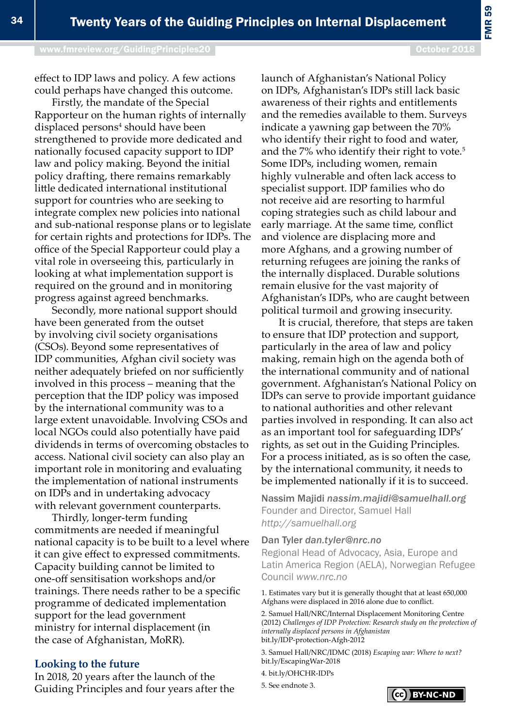effect to IDP laws and policy. A few actions could perhaps have changed this outcome.

Firstly, the mandate of the Special Rapporteur on the human rights of internally displaced persons[4] should have been strengthened to provide more dedicated and nationally focused capacity support to IDP law and policy making. Beyond the initial policy drafting, there remains remarkably little dedicated international institutional support for countries who are seeking to integrate complex new policies into national and sub-national response plans or to legislate for certain rights and protections for IDPs. The office of the Special Rapporteur could play a vital role in overseeing this, particularly in looking at what implementation support is required on the ground and in monitoring progress against agreed benchmarks.

Secondly, more national support should have been generated from the outset by involving civil society organisations (CSOs). Beyond some representatives of IDP communities, Afghan civil society was neither adequately briefed on nor sufficiently involved in this process – meaning that the perception that the IDP policy was imposed by the international community was to a large extent unavoidable. Involving CSOs and local NGOs could also potentially have paid dividends in terms of overcoming obstacles to access. National civil society can also play an important role in monitoring and evaluating the implementation of national instruments on IDPs and in undertaking advocacy with relevant government counterparts.

Thirdly, longer-term funding commitments are needed if meaningful national capacity is to be built to a level where it can give effect to expressed commitments. Capacity building cannot be limited to one-off sensitisation workshops and/or trainings. There needs rather to be a specific programme of dedicated implementation support for the lead government ministry for internal displacement (in the case of Afghanistan, MoRR).

## Looking to the future

In 2018, 20 years after the launch of the Guiding Principles and four years after the launch of Afghanistan's National Policy on IDPs, Afghanistan's IDPs still lack basic awareness of their rights and entitlements and the remedies available to them. Surveys indicate a yawning gap between the 70% who identify their right to food and water, and the 7% who identify their right to vote.[5] Some IDPs, including women, remain highly vulnerable and often lack access to specialist support. IDP families who do not receive aid are resorting to harmful coping strategies such as child labour and early marriage. At the same time, conflict and violence are displacing more and more Afghans, and a growing number of returning refugees are joining the ranks of the internally displaced. Durable solutions remain elusive for the vast majority of Afghanistan's IDPs, who are caught between political turmoil and growing insecurity.

It is crucial, therefore, that steps are taken to ensure that IDP protection and support, particularly in the area of law and policy making, remain high on the agenda both of the international community and of national government. Afghanistan's National Policy on IDPs can serve to provide important guidance to national authorities and other relevant parties involved in responding. It can also act as an important tool for safeguarding IDPs' rights, as set out in the Guiding Principles. For a process initiated, as is so often the case, by the international community, it needs to be implemented nationally if it is to succeed.

**Nassim Majidi** *nassim.majidi@samuelhall.org*
Founder and Director, Samuel Hall
*http://samuelhall.org*

**Dan Tyler** *dan.tyler@nrc.no*
Regional Head of Advocacy, Asia, Europe and Latin America Region (AELA), Norwegian Refugee Council *www.nrc.no*

1. Estimates vary but it is generally thought that at least 650,000 Afghans were displaced in 2016 alone due to conflict.

2. Samuel Hall/NRC/Internal Displacement Monitoring Centre (2012) *Challenges of IDP Protection: Research study on the protection of internally displaced persons in Afghanistan* bit.ly/IDP-protection-Afgh-2012

3. Samuel Hall/NRC/IDMC (2018) *Escaping war: Where to next?* bit.ly/EscapingWar-2018

4. bit.ly/OHCHR-IDPs

5. See endnote 3.